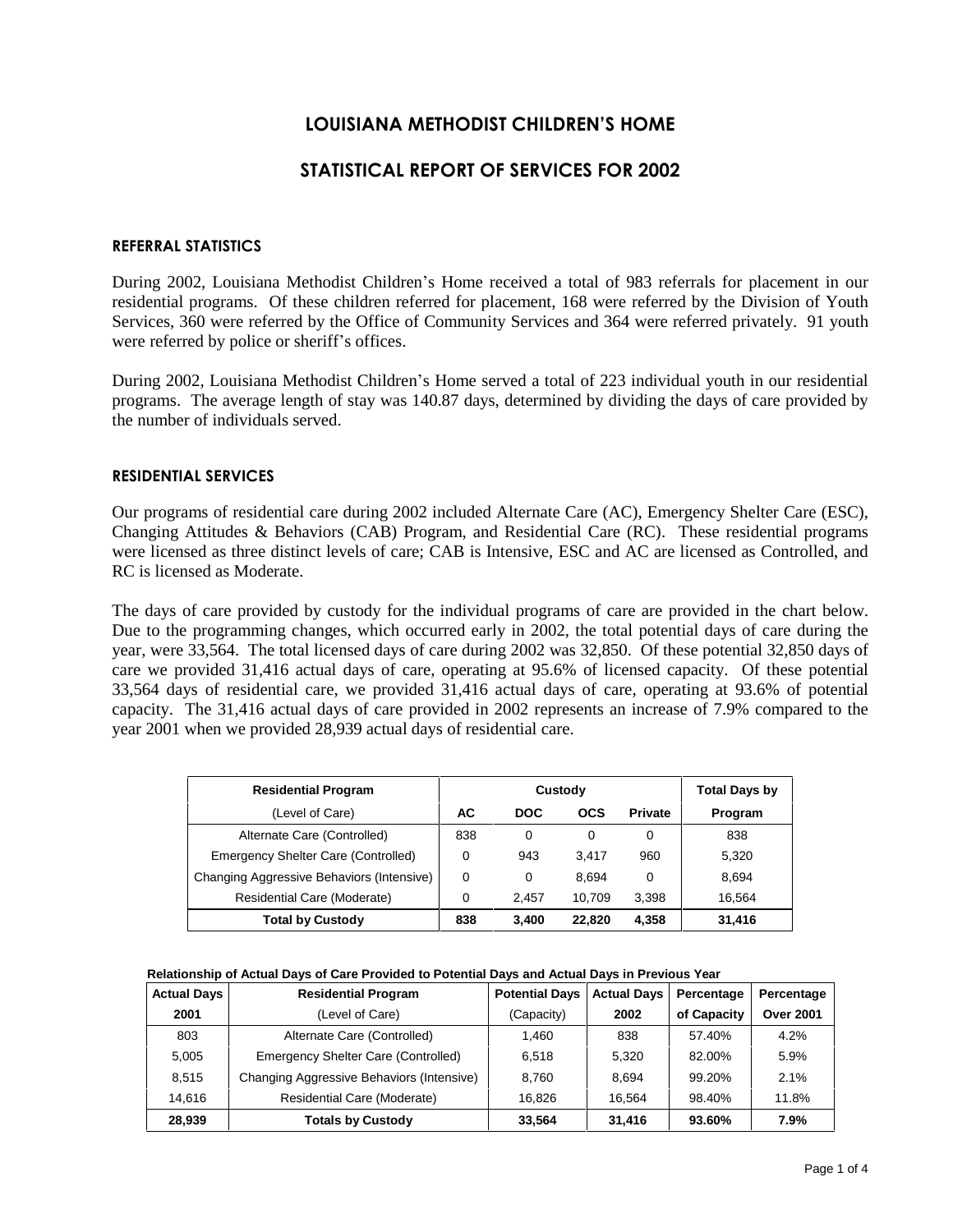# LOUISIANA METHODIST CHILDREN'S HOME

## STATISTICAL REPORT OF SERVICES FOR 2002

### REFERRAL STATISTICS

During 2002, Louisiana Methodist Children's Home received a total of 983 referrals for placement in our residential programs. Of these children referred for placement, 168 were referred by the Division of Youth Services, 360 were referred by the Office of Community Services and 364 were referred privately. 91 youth were referred by police or sheriff's offices.

During 2002, Louisiana Methodist Children's Home served a total of 223 individual youth in our residential programs. The average length of stay was 140.87 days, determined by dividing the days of care provided by the number of individuals served.

### RESIDENTIAL SERVICES

Our programs of residential care during 2002 included Alternate Care (AC), Emergency Shelter Care (ESC), Changing Attitudes & Behaviors (CAB) Program, and Residential Care (RC). These residential programs were licensed as three distinct levels of care; CAB is Intensive, ESC and AC are licensed as Controlled, and RC is licensed as Moderate.

The days of care provided by custody for the individual programs of care are provided in the chart below. Due to the programming changes, which occurred early in 2002, the total potential days of care during the year, were 33,564. The total licensed days of care during 2002 was 32,850. Of these potential 32,850 days of care we provided 31,416 actual days of care, operating at 95.6% of licensed capacity. Of these potential 33,564 days of residential care, we provided 31,416 actual days of care, operating at 93.6% of potential capacity. The 31,416 actual days of care provided in 2002 represents an increase of 7.9% compared to the year 2001 when we provided 28,939 actual days of residential care.

| **Residential Program** | **Custody** | | | | **Total Days by** |
|---|---|---|---|---|---|
| (Level of Care) | **AC** | **DOC** | **OCS** | **Private** | **Program** |
| Alternate Care (Controlled) | 838 | 0 | 0 | 0 | 838 |
| Emergency Shelter Care (Controlled) | 0 | 943 | 3,417 | 960 | 5,320 |
| Changing Aggressive Behaviors (Intensive) | 0 | 0 | 8,694 | 0 | 8,694 |
| Residential Care (Moderate) | 0 | 2,457 | 10,709 | 3,398 | 16,564 |
| **Total by Custody** | **838** | **3,400** | **22,820** | **4,358** | **31,416** |

**Relationship of Actual Days of Care Provided to Potential Days and Actual Days in Previous Year**

| **Actual Days** | **Residential Program** | **Potential Days** | **Actual Days** | **Percentage** | **Percentage** |
|---|---|---|---|---|---|
| **2001** | (Level of Care) | (Capacity) | **2002** | **of Capacity** | **Over 2001** |
| 803 | Alternate Care (Controlled) | 1,460 | 838 | 57.40% | 4.2% |
| 5,005 | Emergency Shelter Care (Controlled) | 6,518 | 5,320 | 82.00% | 5.9% |
| 8,515 | Changing Aggressive Behaviors (Intensive) | 8,760 | 8,694 | 99.20% | 2.1% |
| 14,616 | Residential Care (Moderate) | 16,826 | 16,564 | 98.40% | 11.8% |
| **28,939** | **Totals by Custody** | **33,564** | **31,416** | **93.60%** | **7.9%** |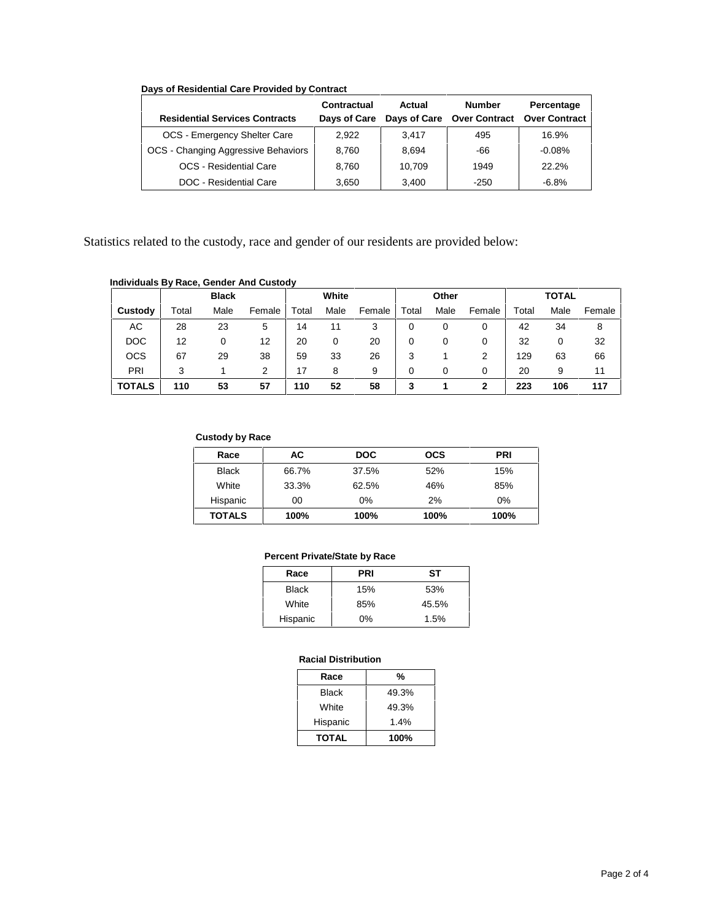**Days of Residential Care Provided by Contract**

| Residential Services Contracts | Contractual Days of Care | Actual Days of Care | Number Over Contract | Percentage Over Contract |
|---|---|---|---|---|
| OCS - Emergency Shelter Care | 2,922 | 3,417 | 495 | 16.9% |
| OCS - Changing Aggressive Behaviors | 8,760 | 8,694 | -66 | -0.08% |
| OCS - Residential Care | 8,760 | 10,709 | 1949 | 22.2% |
| DOC - Residential Care | 3,650 | 3,400 | -250 | -6.8% |

Statistics related to the custody, race and gender of our residents are provided below:

**Individuals By Race, Gender And Custody**

| | Black | | | White | | | Other | | | TOTAL | | |
|---|---|---|---|---|---|---|---|---|---|---|---|---|
| **Custody** | Total | Male | Female | Total | Male | Female | Total | Male | Female | Total | Male | Female |
| AC | 28 | 23 | 5 | 14 | 11 | 3 | 0 | 0 | 0 | 42 | 34 | 8 |
| DOC | 12 | 0 | 12 | 20 | 0 | 20 | 0 | 0 | 0 | 32 | 0 | 32 |
| OCS | 67 | 29 | 38 | 59 | 33 | 26 | 3 | 1 | 2 | 129 | 63 | 66 |
| PRI | 3 | 1 | 2 | 17 | 8 | 9 | 0 | 0 | 0 | 20 | 9 | 11 |
| **TOTALS** | **110** | **53** | **57** | **110** | **52** | **58** | **3** | **1** | **2** | **223** | **106** | **117** |

**Custody by Race**

| Race | AC | DOC | OCS | PRI |
|---|---|---|---|---|
| Black | 66.7% | 37.5% | 52% | 15% |
| White | 33.3% | 62.5% | 46% | 85% |
| Hispanic | 00 | 0% | 2% | 0% |
| **TOTALS** | **100%** | **100%** | **100%** | **100%** |

**Percent Private/State by Race**

| Race | PRI | ST |
|---|---|---|
| Black | 15% | 53% |
| White | 85% | 45.5% |
| Hispanic | 0% | 1.5% |

**Racial Distribution**

| Race | % |
|---|---|
| Black | 49.3% |
| White | 49.3% |
| Hispanic | 1.4% |
| **TOTAL** | **100%** |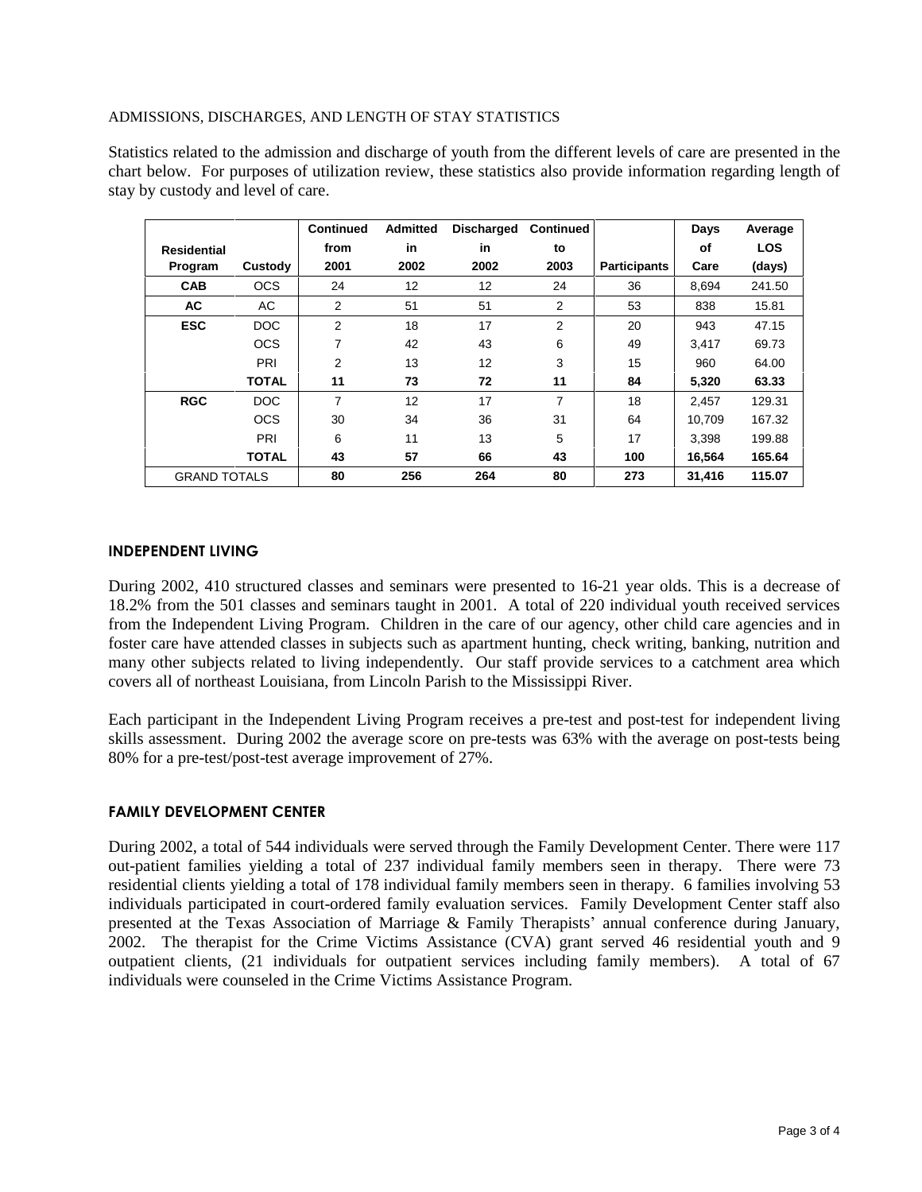ADMISSIONS, DISCHARGES, AND LENGTH OF STAY STATISTICS

Statistics related to the admission and discharge of youth from the different levels of care are presented in the chart below. For purposes of utilization review, these statistics also provide information regarding length of stay by custody and level of care.

| Residential Program | Custody | Continued from 2001 | Admitted in 2002 | Discharged in 2002 | Continued to 2003 | Participants | Days of Care | Average LOS (days) |
|---|---|---|---|---|---|---|---|---|
| **CAB** | OCS | 24 | 12 | 12 | 24 | 36 | 8,694 | 241.50 |
| **AC** | AC | 2 | 51 | 51 | 2 | 53 | 838 | 15.81 |
| **ESC** | DOC | 2 | 18 | 17 | 2 | 20 | 943 | 47.15 |
| | OCS | 7 | 42 | 43 | 6 | 49 | 3,417 | 69.73 |
| | PRI | 2 | 13 | 12 | 3 | 15 | 960 | 64.00 |
| | **TOTAL** | **11** | **73** | **72** | **11** | **84** | **5,320** | **63.33** |
| **RGC** | DOC | 7 | 12 | 17 | 7 | 18 | 2,457 | 129.31 |
| | OCS | 30 | 34 | 36 | 31 | 64 | 10,709 | 167.32 |
| | PRI | 6 | 11 | 13 | 5 | 17 | 3,398 | 199.88 |
| | **TOTAL** | **43** | **57** | **66** | **43** | **100** | **16,564** | **165.64** |
| GRAND TOTALS | | **80** | **256** | **264** | **80** | **273** | **31,416** | **115.07** |

## INDEPENDENT LIVING

During 2002, 410 structured classes and seminars were presented to 16-21 year olds. This is a decrease of 18.2% from the 501 classes and seminars taught in 2001. A total of 220 individual youth received services from the Independent Living Program. Children in the care of our agency, other child care agencies and in foster care have attended classes in subjects such as apartment hunting, check writing, banking, nutrition and many other subjects related to living independently. Our staff provide services to a catchment area which covers all of northeast Louisiana, from Lincoln Parish to the Mississippi River.

Each participant in the Independent Living Program receives a pre-test and post-test for independent living skills assessment. During 2002 the average score on pre-tests was 63% with the average on post-tests being 80% for a pre-test/post-test average improvement of 27%.

## FAMILY DEVELOPMENT CENTER

During 2002, a total of 544 individuals were served through the Family Development Center. There were 117 out-patient families yielding a total of 237 individual family members seen in therapy. There were 73 residential clients yielding a total of 178 individual family members seen in therapy. 6 families involving 53 individuals participated in court-ordered family evaluation services. Family Development Center staff also presented at the Texas Association of Marriage & Family Therapists' annual conference during January, 2002. The therapist for the Crime Victims Assistance (CVA) grant served 46 residential youth and 9 outpatient clients, (21 individuals for outpatient services including family members). A total of 67 individuals were counseled in the Crime Victims Assistance Program.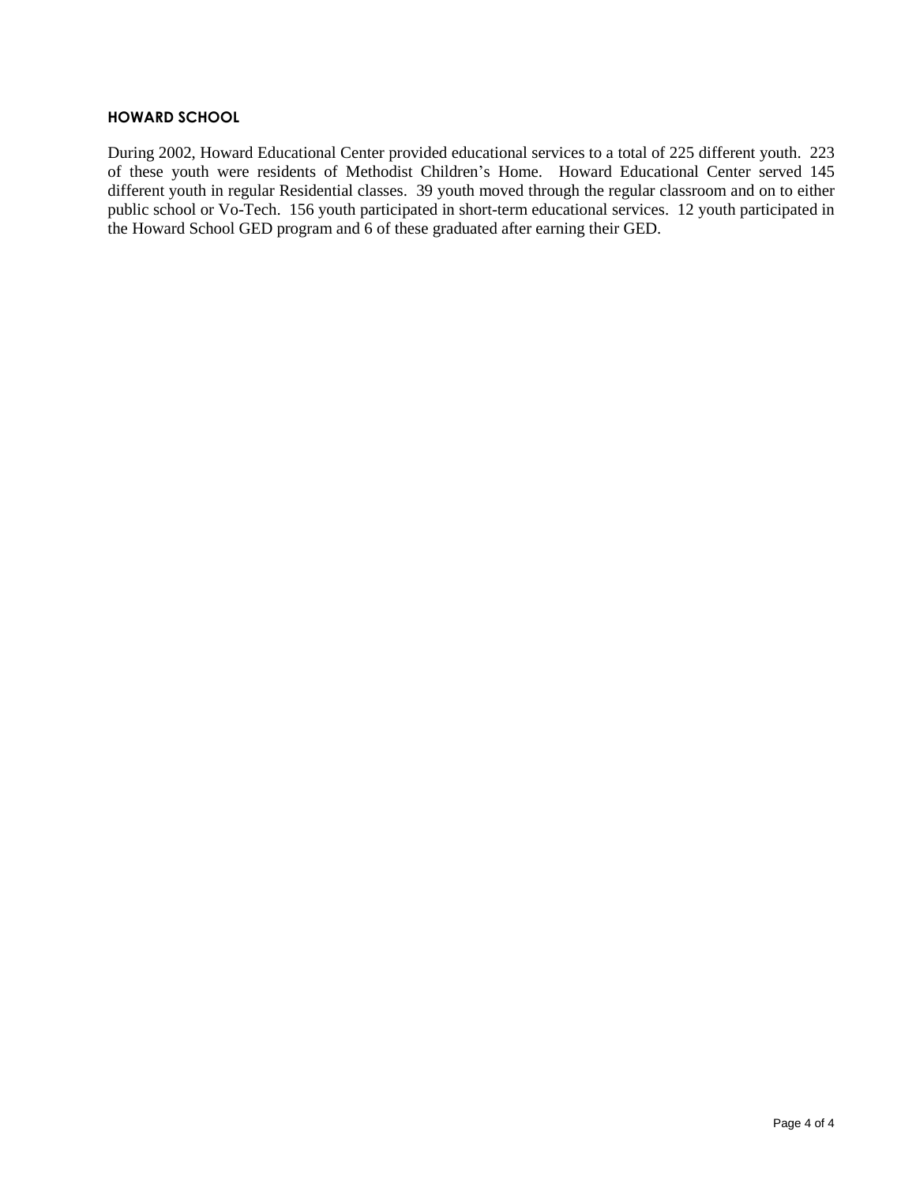### HOWARD SCHOOL

During 2002, Howard Educational Center provided educational services to a total of 225 different youth. 223 of these youth were residents of Methodist Children's Home. Howard Educational Center served 145 different youth in regular Residential classes. 39 youth moved through the regular classroom and on to either public school or Vo-Tech. 156 youth participated in short-term educational services. 12 youth participated in the Howard School GED program and 6 of these graduated after earning their GED.